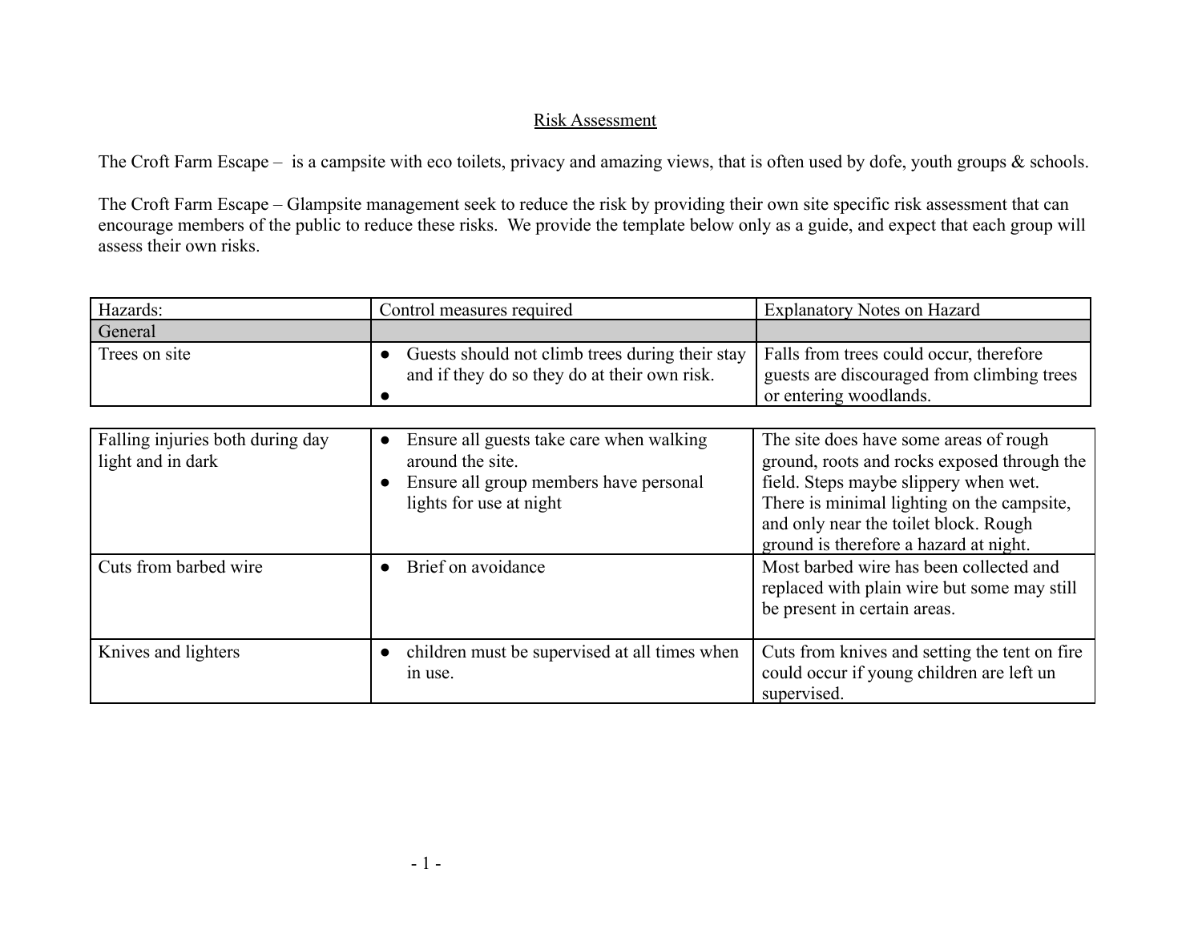Risk Assessment

The Croft Farm Escape –  is a campsite with eco toilets, privacy and amazing views, that is often used by dofe, youth groups & schools.

The Croft Farm Escape – Glampsite management seek to reduce the risk by providing their own site specific risk assessment that can encourage members of the public to reduce these risks.  We provide the template below only as a guide, and expect that each group will assess their own risks.

| Hazards: | Control measures required | Explanatory Notes on Hazard |
|---|---|---|
| General | | |
| Trees on site | ● Guests should not climb trees during their stay and if they do so they do at their own risk.<br>● | Falls from trees could occur, therefore guests are discouraged from climbing trees or entering woodlands. |
| Falling injuries both during day light and in dark | ● Ensure all guests take care when walking around the site.<br>● Ensure all group members have personal lights for use at night | The site does have some areas of rough ground, roots and rocks exposed through the field. Steps maybe slippery when wet. There is minimal lighting on the campsite, and only near the toilet block. Rough ground is therefore a hazard at night. |
| Cuts from barbed wire | ● Brief on avoidance | Most barbed wire has been collected and replaced with plain wire but some may still be present in certain areas. |
| Knives and lighters | ● children must be supervised at all times when in use. | Cuts from knives and setting the tent on fire could occur if young children are left un supervised. |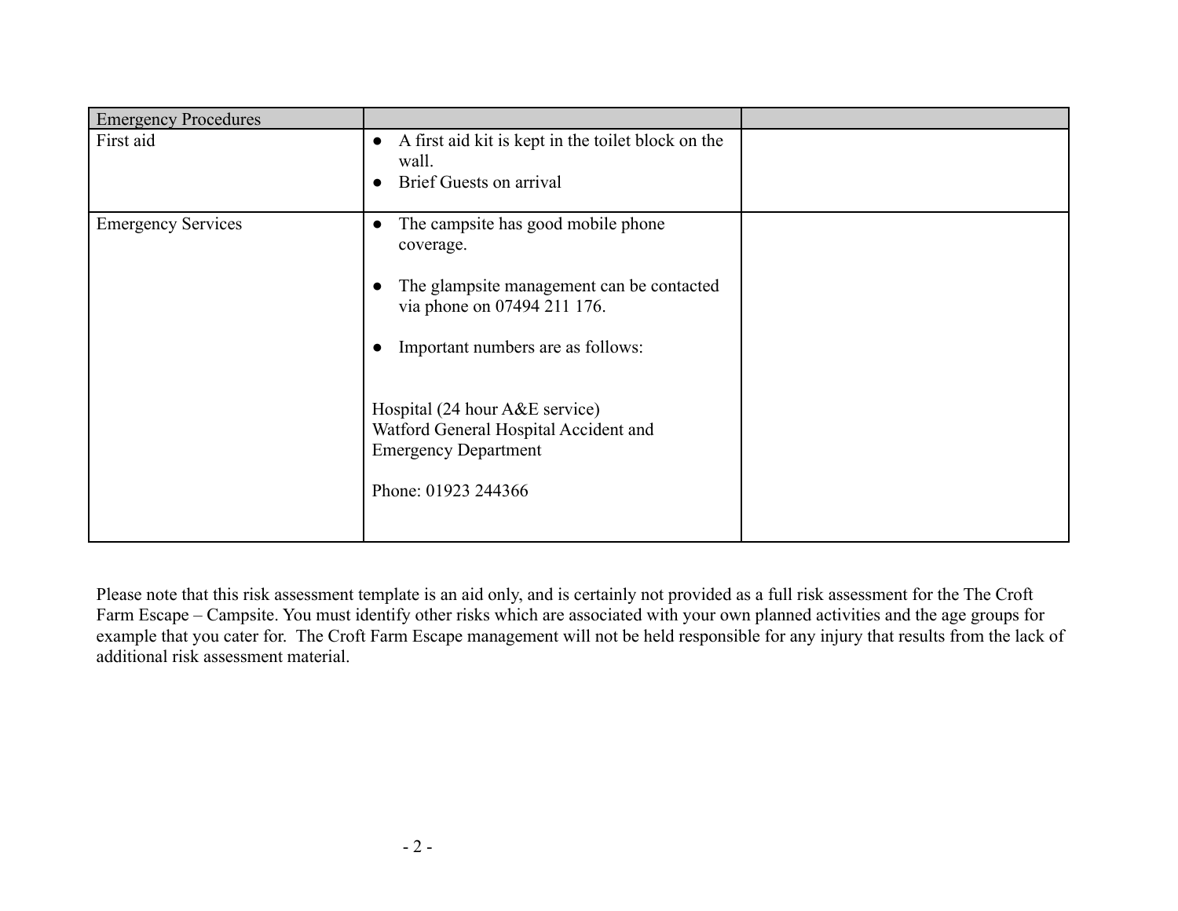| Emergency Procedures | | |
|---|---|---|
| First aid | • A first aid kit is kept in the toilet block on the wall.<br>• Brief Guests on arrival | |
| Emergency Services | • The campsite has good mobile phone coverage.<br><br>• The glampsite management can be contacted via phone on 07494 211 176.<br><br>• Important numbers are as follows:<br><br><br>Hospital (24 hour A&E service)<br>Watford General Hospital Accident and Emergency Department<br><br>Phone: 01923 244366 | |

Please note that this risk assessment template is an aid only, and is certainly not provided as a full risk assessment for the The Croft Farm Escape – Campsite. You must identify other risks which are associated with your own planned activities and the age groups for example that you cater for. The Croft Farm Escape management will not be held responsible for any injury that results from the lack of additional risk assessment material.